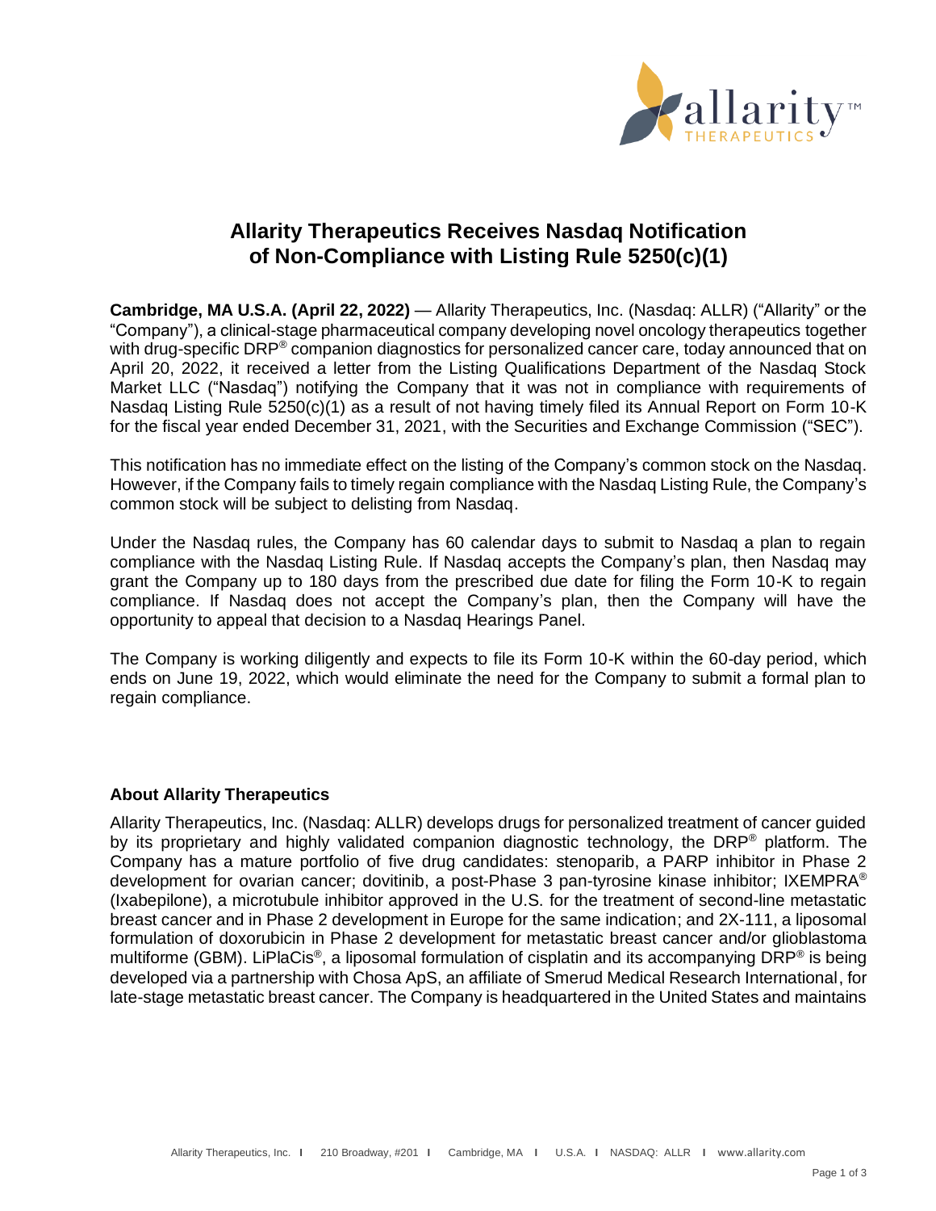# Allarity Therapeutics Receives Nasdaq Notification of Non-Compliance with Listing Rule 5250(c)(1)

**Cambridge, MA U.S.A. (April 22, 2022)** — Allarity Therapeutics, Inc. (Nasdaq: ALLR) ("Allarity" or the "Company"), a clinical-stage pharmaceutical company developing novel oncology therapeutics together with drug-specific DRP® companion diagnostics for personalized cancer care, today announced that on April 20, 2022, it received a letter from the Listing Qualifications Department of the Nasdaq Stock Market LLC ("Nasdaq") notifying the Company that it was not in compliance with requirements of Nasdaq Listing Rule 5250(c)(1) as a result of not having timely filed its Annual Report on Form 10-K for the fiscal year ended December 31, 2021, with the Securities and Exchange Commission ("SEC").

This notification has no immediate effect on the listing of the Company's common stock on the Nasdaq. However, if the Company fails to timely regain compliance with the Nasdaq Listing Rule, the Company's common stock will be subject to delisting from Nasdaq.

Under the Nasdaq rules, the Company has 60 calendar days to submit to Nasdaq a plan to regain compliance with the Nasdaq Listing Rule. If Nasdaq accepts the Company's plan, then Nasdaq may grant the Company up to 180 days from the prescribed due date for filing the Form 10-K to regain compliance. If Nasdaq does not accept the Company's plan, then the Company will have the opportunity to appeal that decision to a Nasdaq Hearings Panel.

The Company is working diligently and expects to file its Form 10-K within the 60-day period, which ends on June 19, 2022, which would eliminate the need for the Company to submit a formal plan to regain compliance.

### About Allarity Therapeutics

Allarity Therapeutics, Inc. (Nasdaq: ALLR) develops drugs for personalized treatment of cancer guided by its proprietary and highly validated companion diagnostic technology, the DRP® platform. The Company has a mature portfolio of five drug candidates: stenoparib, a PARP inhibitor in Phase 2 development for ovarian cancer; dovitinib, a post-Phase 3 pan-tyrosine kinase inhibitor; IXEMPRA® (Ixabepilone), a microtubule inhibitor approved in the U.S. for the treatment of second-line metastatic breast cancer and in Phase 2 development in Europe for the same indication; and 2X-111, a liposomal formulation of doxorubicin in Phase 2 development for metastatic breast cancer and/or glioblastoma multiforme (GBM). LiPlaCis®, a liposomal formulation of cisplatin and its accompanying DRP® is being developed via a partnership with Chosa ApS, an affiliate of Smerud Medical Research International, for late-stage metastatic breast cancer. The Company is headquartered in the United States and maintains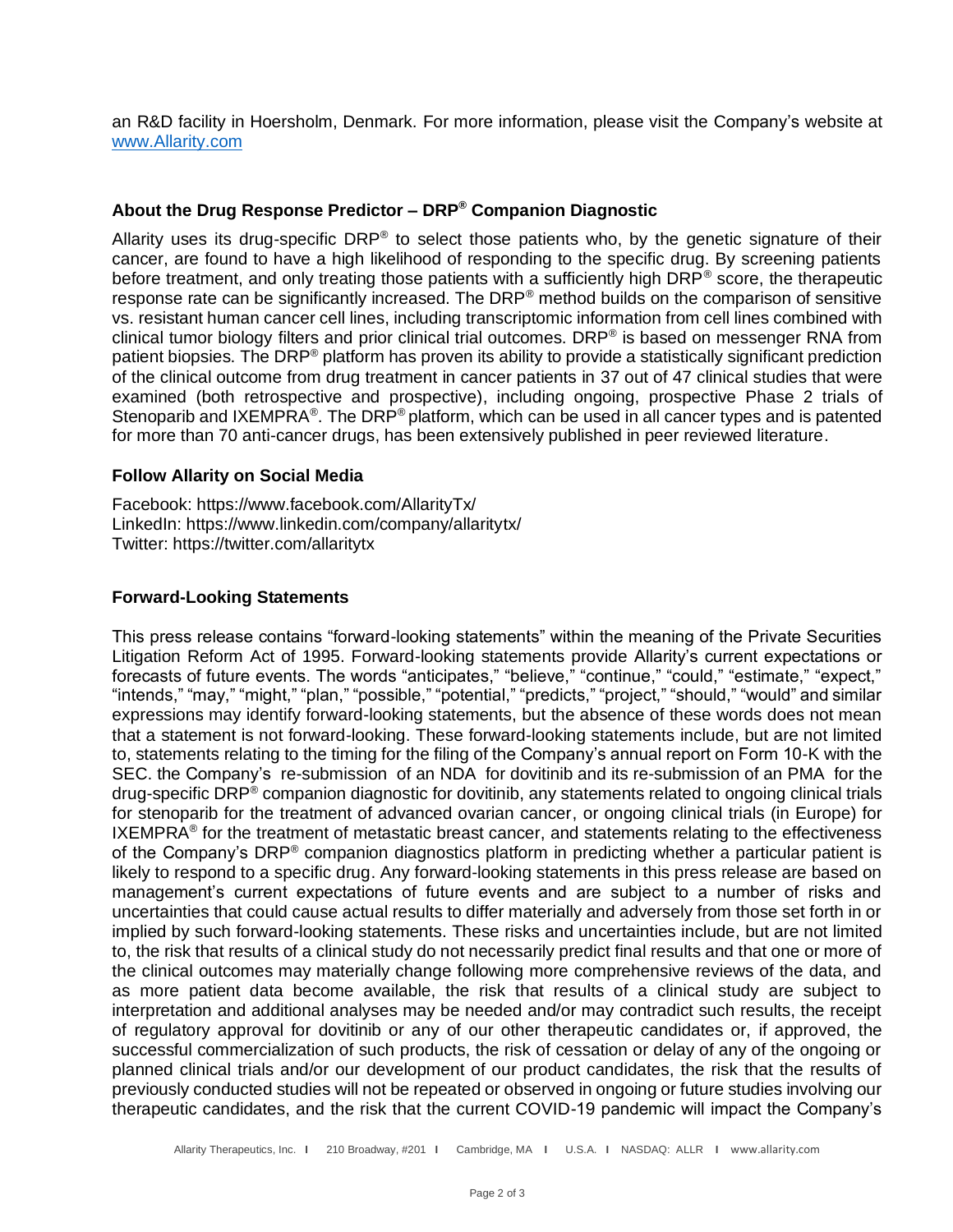an R&D facility in Hoersholm, Denmark. For more information, please visit the Company's website at [www.Allarity.com](http://www.Allarity.com)

## About the Drug Response Predictor – DRP® Companion Diagnostic

Allarity uses its drug-specific DRP® to select those patients who, by the genetic signature of their cancer, are found to have a high likelihood of responding to the specific drug. By screening patients before treatment, and only treating those patients with a sufficiently high DRP® score, the therapeutic response rate can be significantly increased. The DRP® method builds on the comparison of sensitive vs. resistant human cancer cell lines, including transcriptomic information from cell lines combined with clinical tumor biology filters and prior clinical trial outcomes. DRP® is based on messenger RNA from patient biopsies. The DRP® platform has proven its ability to provide a statistically significant prediction of the clinical outcome from drug treatment in cancer patients in 37 out of 47 clinical studies that were examined (both retrospective and prospective), including ongoing, prospective Phase 2 trials of Stenoparib and IXEMPRA®. The DRP® platform, which can be used in all cancer types and is patented for more than 70 anti-cancer drugs, has been extensively published in peer reviewed literature.

## Follow Allarity on Social Media

Facebook: https://www.facebook.com/AllarityTx/
LinkedIn: https://www.linkedin.com/company/allaritytx/
Twitter: https://twitter.com/allaritytx

## Forward-Looking Statements

This press release contains "forward-looking statements" within the meaning of the Private Securities Litigation Reform Act of 1995. Forward-looking statements provide Allarity's current expectations or forecasts of future events. The words "anticipates," "believe," "continue," "could," "estimate," "expect," "intends," "may," "might," "plan," "possible," "potential," "predicts," "project," "should," "would" and similar expressions may identify forward-looking statements, but the absence of these words does not mean that a statement is not forward-looking. These forward-looking statements include, but are not limited to, statements relating to the timing for the filing of the Company's annual report on Form 10-K with the SEC. the Company's re-submission of an NDA for dovitinib and its re-submission of an PMA for the drug-specific DRP® companion diagnostic for dovitinib, any statements related to ongoing clinical trials for stenoparib for the treatment of advanced ovarian cancer, or ongoing clinical trials (in Europe) for IXEMPRA® for the treatment of metastatic breast cancer, and statements relating to the effectiveness of the Company's DRP® companion diagnostics platform in predicting whether a particular patient is likely to respond to a specific drug. Any forward-looking statements in this press release are based on management's current expectations of future events and are subject to a number of risks and uncertainties that could cause actual results to differ materially and adversely from those set forth in or implied by such forward-looking statements. These risks and uncertainties include, but are not limited to, the risk that results of a clinical study do not necessarily predict final results and that one or more of the clinical outcomes may materially change following more comprehensive reviews of the data, and as more patient data become available, the risk that results of a clinical study are subject to interpretation and additional analyses may be needed and/or may contradict such results, the receipt of regulatory approval for dovitinib or any of our other therapeutic candidates or, if approved, the successful commercialization of such products, the risk of cessation or delay of any of the ongoing or planned clinical trials and/or our development of our product candidates, the risk that the results of previously conducted studies will not be repeated or observed in ongoing or future studies involving our therapeutic candidates, and the risk that the current COVID-19 pandemic will impact the Company's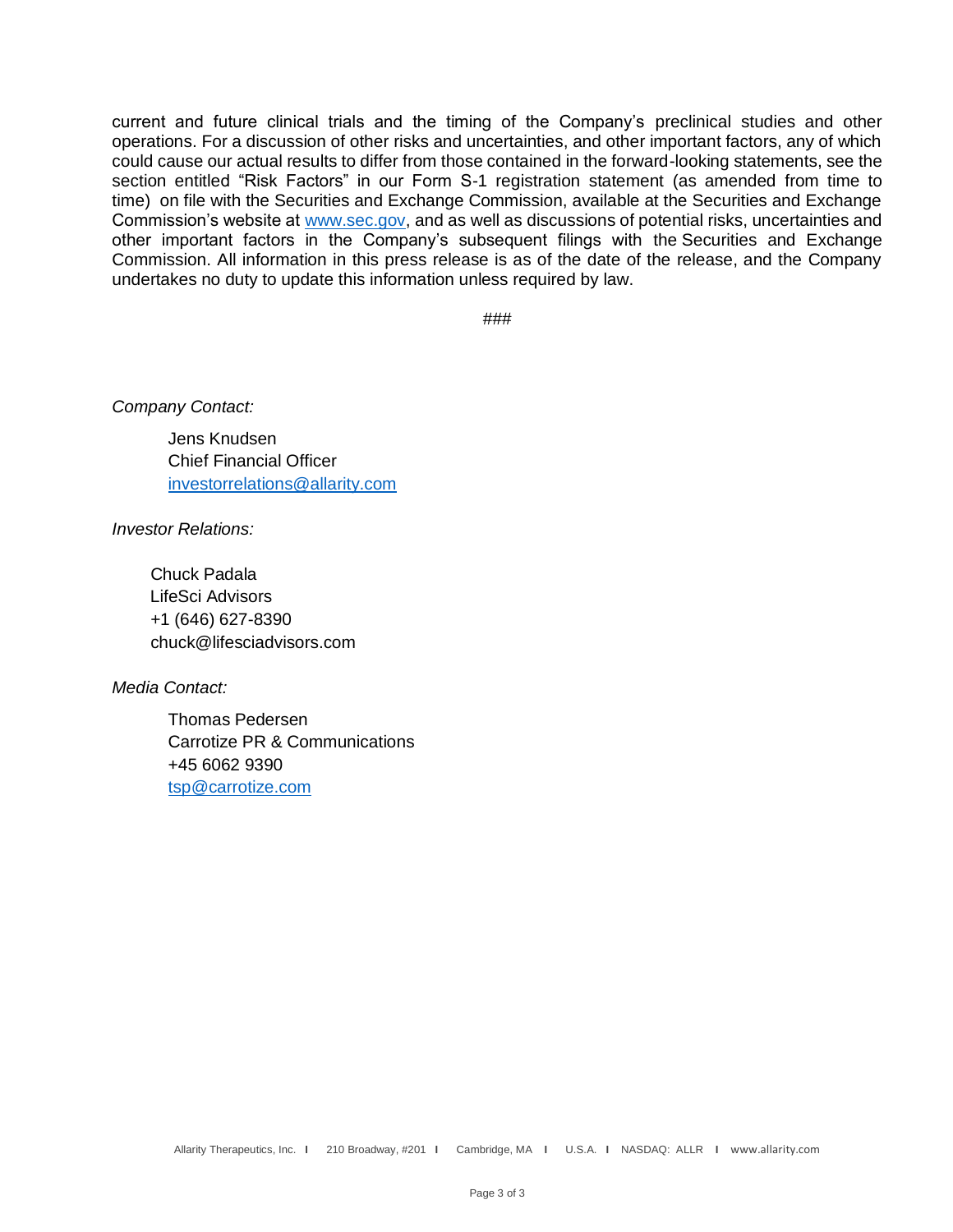current and future clinical trials and the timing of the Company's preclinical studies and other operations. For a discussion of other risks and uncertainties, and other important factors, any of which could cause our actual results to differ from those contained in the forward-looking statements, see the section entitled "Risk Factors" in our Form S-1 registration statement (as amended from time to time) on file with the Securities and Exchange Commission, available at the Securities and Exchange Commission's website at www.sec.gov, and as well as discussions of potential risks, uncertainties and other important factors in the Company's subsequent filings with the Securities and Exchange Commission. All information in this press release is as of the date of the release, and the Company undertakes no duty to update this information unless required by law.

###

*Company Contact:*

Jens Knudsen
Chief Financial Officer
investorrelations@allarity.com

*Investor Relations:*

Chuck Padala
LifeSci Advisors
+1 (646) 627-8390
chuck@lifesciadvisors.com

*Media Contact:*

Thomas Pedersen
Carrotize PR & Communications
+45 6062 9390
tsp@carrotize.com